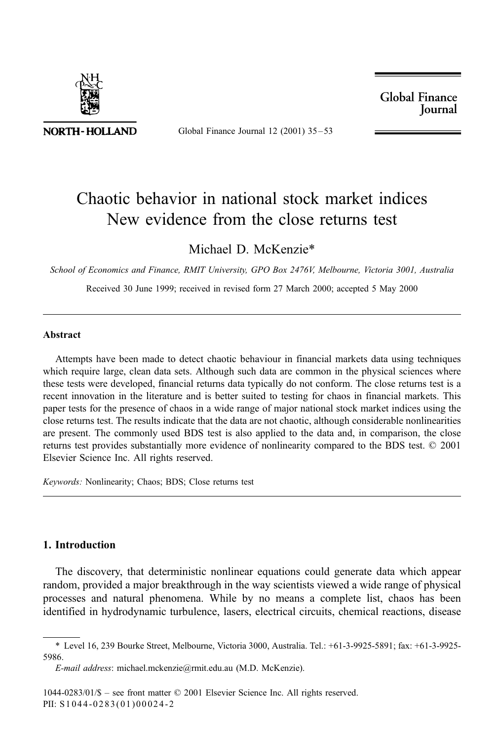# Chaotic behavior in national stock market indices
# New evidence from the close returns test

Michael D. McKenzie*

*School of Economics and Finance, RMIT University, GPO Box 2476V, Melbourne, Victoria 3001, Australia*

Received 30 June 1999; received in revised form 27 March 2000; accepted 5 May 2000

---

### Abstract

Attempts have been made to detect chaotic behaviour in financial markets data using techniques which require large, clean data sets. Although such data are common in the physical sciences where these tests were developed, financial returns data typically do not conform. The close returns test is a recent innovation in the literature and is better suited to testing for chaos in financial markets. This paper tests for the presence of chaos in a wide range of major national stock market indices using the close returns test. The results indicate that the data are not chaotic, although considerable nonlinearities are present. The commonly used BDS test is also applied to the data and, in comparison, the close returns test provides substantially more evidence of nonlinearity compared to the BDS test. © 2001 Elsevier Science Inc. All rights reserved.

*Keywords:* Nonlinearity; Chaos; BDS; Close returns test

---

## 1. Introduction

The discovery, that deterministic nonlinear equations could generate data which appear random, provided a major breakthrough in the way scientists viewed a wide range of physical processes and natural phenomena. While by no means a complete list, chaos has been identified in hydrodynamic turbulence, lasers, electrical circuits, chemical reactions, disease

---

\* Level 16, 239 Bourke Street, Melbourne, Victoria 3000, Australia. Tel.: +61-3-9925-5891; fax: +61-3-9925-5986.

*E-mail address*: michael.mckenzie@rmit.edu.au (M.D. McKenzie).

1044-0283/01/$ – see front matter © 2001 Elsevier Science Inc. All rights reserved.
PII: S1044-0283(01)00024-2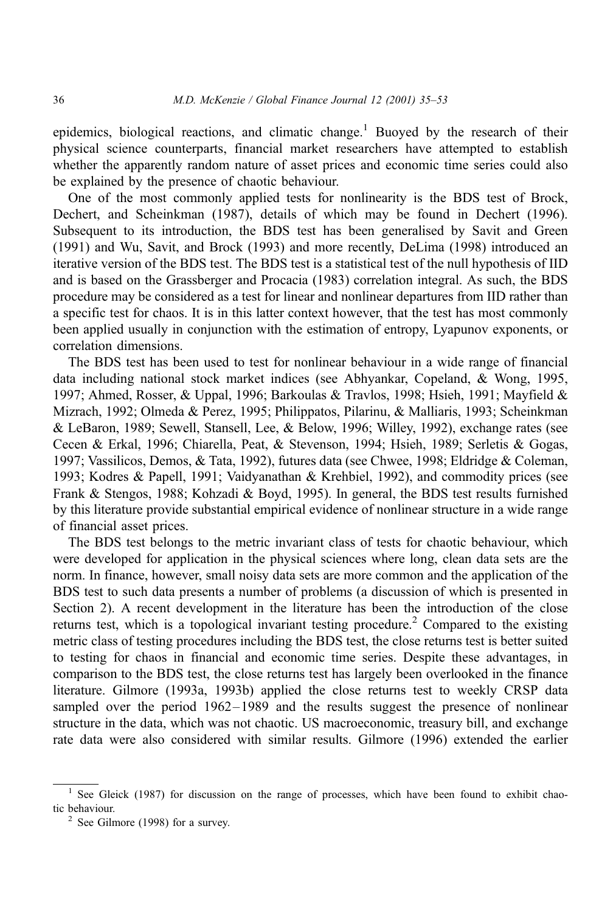epidemics, biological reactions, and climatic change.[1] Buoyed by the research of their physical science counterparts, financial market researchers have attempted to establish whether the apparently random nature of asset prices and economic time series could also be explained by the presence of chaotic behaviour.

One of the most commonly applied tests for nonlinearity is the BDS test of Brock, Dechert, and Scheinkman (1987), details of which may be found in Dechert (1996). Subsequent to its introduction, the BDS test has been generalised by Savit and Green (1991) and Wu, Savit, and Brock (1993) and more recently, DeLima (1998) introduced an iterative version of the BDS test. The BDS test is a statistical test of the null hypothesis of IID and is based on the Grassberger and Procacia (1983) correlation integral. As such, the BDS procedure may be considered as a test for linear and nonlinear departures from IID rather than a specific test for chaos. It is in this latter context however, that the test has most commonly been applied usually in conjunction with the estimation of entropy, Lyapunov exponents, or correlation dimensions.

The BDS test has been used to test for nonlinear behaviour in a wide range of financial data including national stock market indices (see Abhyankar, Copeland, & Wong, 1995, 1997; Ahmed, Rosser, & Uppal, 1996; Barkoulas & Travlos, 1998; Hsieh, 1991; Mayfield & Mizrach, 1992; Olmeda & Perez, 1995; Philippatos, Pilarinu, & Malliaris, 1993; Scheinkman & LeBaron, 1989; Sewell, Stansell, Lee, & Below, 1996; Willey, 1992), exchange rates (see Cecen & Erkal, 1996; Chiarella, Peat, & Stevenson, 1994; Hsieh, 1989; Serletis & Gogas, 1997; Vassilicos, Demos, & Tata, 1992), futures data (see Chwee, 1998; Eldridge & Coleman, 1993; Kodres & Papell, 1991; Vaidyanathan & Krehbiel, 1992), and commodity prices (see Frank & Stengos, 1988; Kohzadi & Boyd, 1995). In general, the BDS test results furnished by this literature provide substantial empirical evidence of nonlinear structure in a wide range of financial asset prices.

The BDS test belongs to the metric invariant class of tests for chaotic behaviour, which were developed for application in the physical sciences where long, clean data sets are the norm. In finance, however, small noisy data sets are more common and the application of the BDS test to such data presents a number of problems (a discussion of which is presented in Section 2). A recent development in the literature has been the introduction of the close returns test, which is a topological invariant testing procedure.[2] Compared to the existing metric class of testing procedures including the BDS test, the close returns test is better suited to testing for chaos in financial and economic time series. Despite these advantages, in comparison to the BDS test, the close returns test has largely been overlooked in the finance literature. Gilmore (1993a, 1993b) applied the close returns test to weekly CRSP data sampled over the period 1962–1989 and the results suggest the presence of nonlinear structure in the data, which was not chaotic. US macroeconomic, treasury bill, and exchange rate data were also considered with similar results. Gilmore (1996) extended the earlier

[1] See Gleick (1987) for discussion on the range of processes, which have been found to exhibit chaotic behaviour.

[2] See Gilmore (1998) for a survey.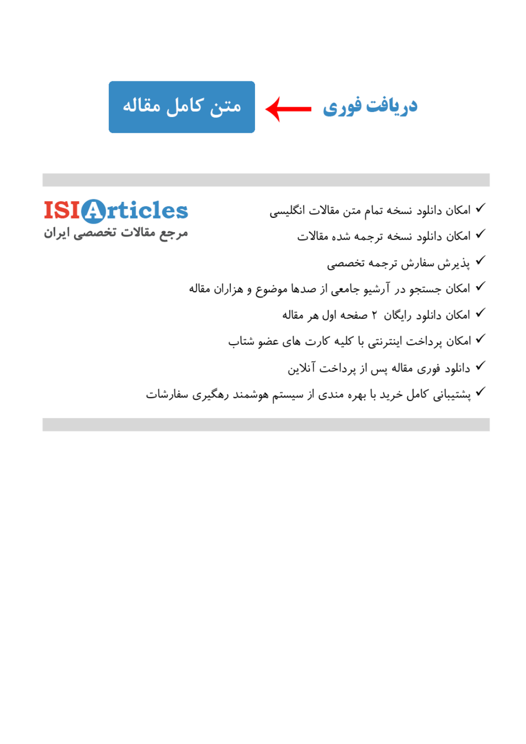دریافت فوری ← **متن کامل مقاله**

**ISIArticles**
مرجع مقالات تخصصی ایران

- ✓ امکان دانلود نسخه تمام متن مقالات انگلیسی
- ✓ امکان دانلود نسخه ترجمه شده مقالات
- ✓ پذیرش سفارش ترجمه تخصصی
- ✓ امکان جستجو در آرشیو جامعی از صدها موضوع و هزاران مقاله
- ✓ امکان دانلود رایگان ۲ صفحه اول هر مقاله
- ✓ امکان پرداخت اینترنتی با کلیه کارت های عضو شتاب
- ✓ دانلود فوری مقاله پس از پرداخت آنلاین
- ✓ پشتیبانی کامل خرید با بهره مندی از سیستم هوشمند رهگیری سفارشات